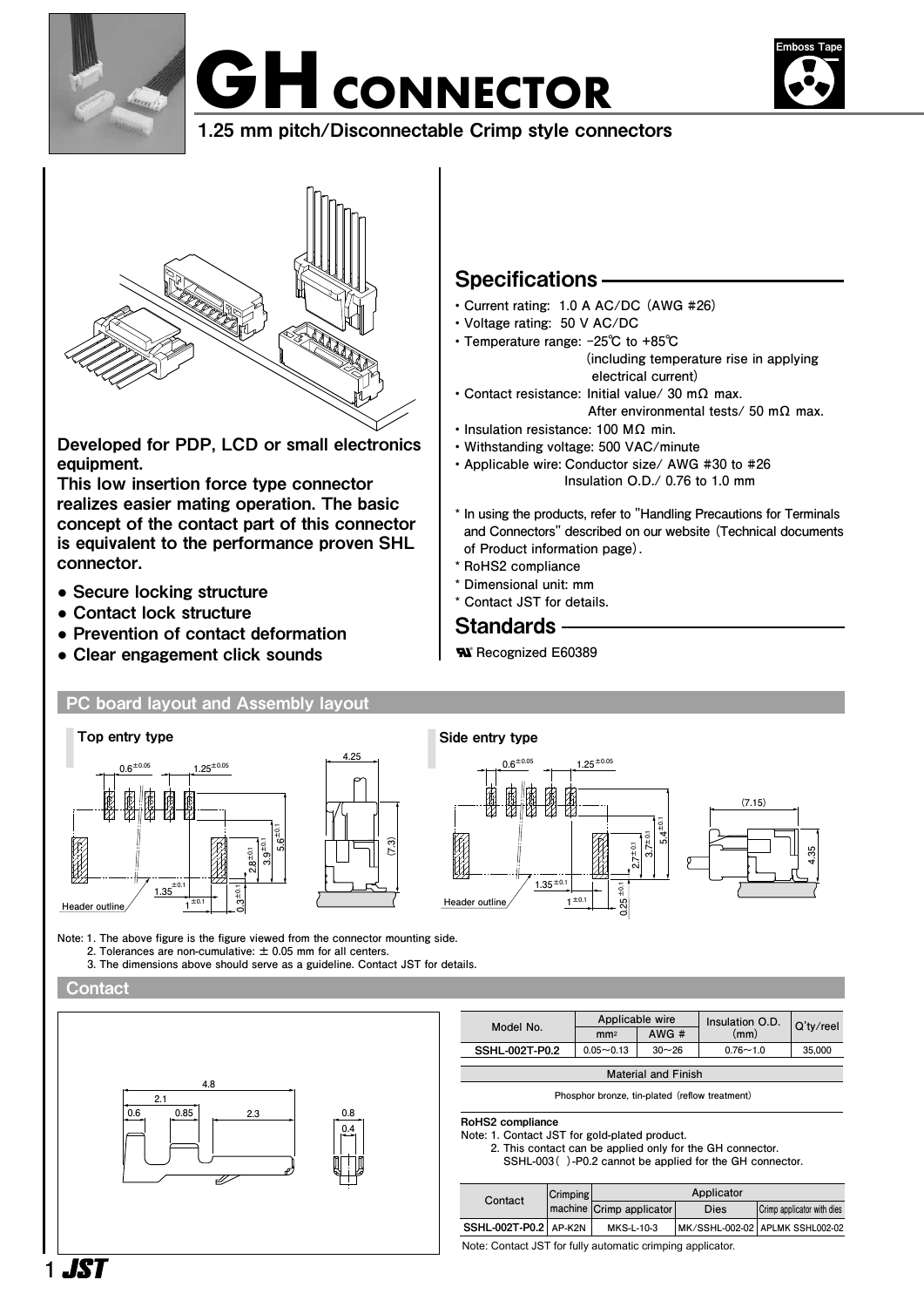# GH CONNECTOR

Emboss Tape

**1.25 mm pitch/Disconnectable Crimp style connectors**

**Developed for PDP, LCD or small electronics equipment.**
**This low insertion force type connector realizes easier mating operation. The basic concept of the contact part of this connector is equivalent to the performance proven SHL connector.**

- **Secure locking structure**
- **Contact lock structure**
- **Prevention of contact deformation**
- **Clear engagement click sounds**

## Specifications

- Current rating: 1.0 A AC/DC (AWG #26)
- Voltage rating: 50 V AC/DC
- Temperature range: -25℃ to +85℃ (including temperature rise in applying electrical current)
- Contact resistance: Initial value/ 30 mΩ max. After environmental tests/ 50 mΩ max.
- Insulation resistance: 100 MΩ min.
- Withstanding voltage: 500 VAC/minute
- Applicable wire: Conductor size/ AWG #30 to #26 Insulation O.D./ 0.76 to 1.0 mm

\* In using the products, refer to "Handling Precautions for Terminals and Connectors" described on our website (Technical documents of Product information page).
\* RoHS2 compliance
\* Dimensional unit: mm
\* Contact JST for details.

## Standards

Recognized E60389

## PC board layout and Assembly layout

### Top entry type

### Side entry type

Note: 1. The above figure is the figure viewed from the connector mounting side.
2. Tolerances are non-cumulative: ± 0.05 mm for all centers.
3. The dimensions above should serve as a guideline. Contact JST for details.

## Contact

| Model No. | Applicable wire | | Insulation O.D. (mm) | Q'ty/reel |
|---|---|---|---|---|
| | mm² | AWG # | | |
| SSHL-002T-P0.2 | 0.05~0.13 | 30~26 | 0.76~1.0 | 35,000 |

**Material and Finish**

Phosphor bronze, tin-plated (reflow treatment)

**RoHS2 compliance**
Note: 1. Contact JST for gold-plated product.
2. This contact can be applied only for the GH connector. SSHL-003( )-P0.2 cannot be applied for the GH connector.

| Contact | Crimping machine | Applicator | | |
|---|---|---|---|---|
| | | Crimp applicator | Dies | Crimp applicator with dies |
| SSHL-002T-P0.2 | AP-K2N | MKS-L-10-3 | MK/SSHL-002-02 | APLMK SSHL002-02 |

Note: Contact JST for fully automatic crimping applicator.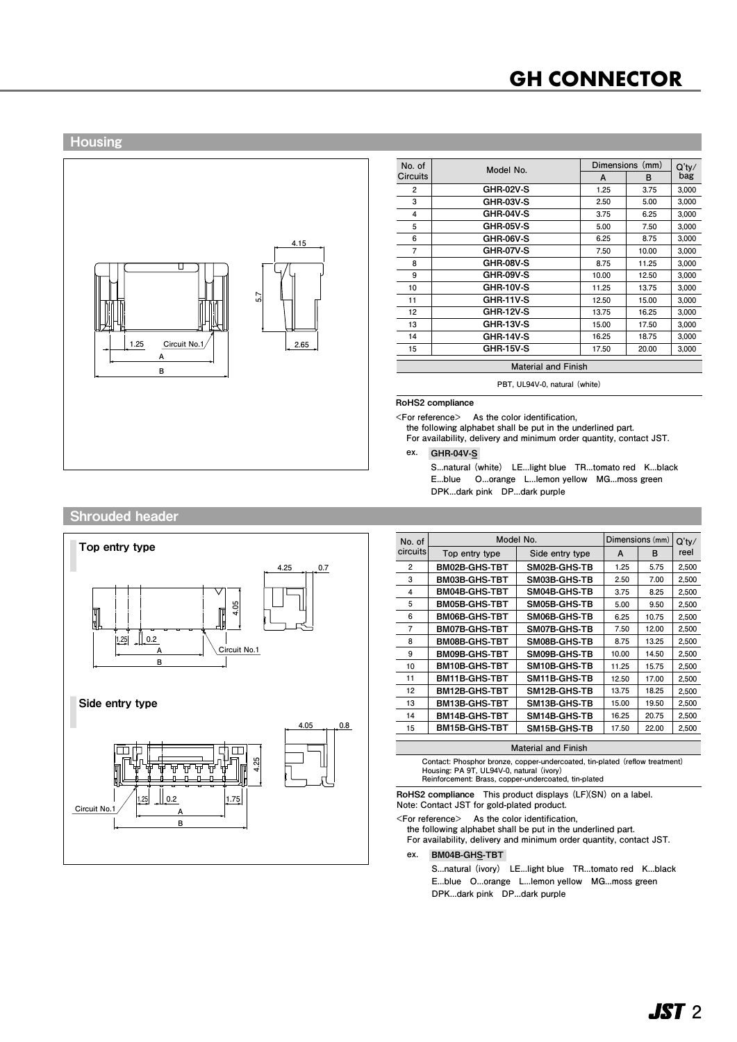## Housing

| No. of Circuits | Model No. | Dimensions (mm) | | Q'ty/ bag |
|---|---|---|---|---|
| | | A | B | |
| 2 | GHR-02V-S | 1.25 | 3.75 | 3,000 |
| 3 | GHR-03V-S | 2.50 | 5.00 | 3,000 |
| 4 | GHR-04V-S | 3.75 | 6.25 | 3,000 |
| 5 | GHR-05V-S | 5.00 | 7.50 | 3,000 |
| 6 | GHR-06V-S | 6.25 | 8.75 | 3,000 |
| 7 | GHR-07V-S | 7.50 | 10.00 | 3,000 |
| 8 | GHR-08V-S | 8.75 | 11.25 | 3,000 |
| 9 | GHR-09V-S | 10.00 | 12.50 | 3,000 |
| 10 | GHR-10V-S | 11.25 | 13.75 | 3,000 |
| 11 | GHR-11V-S | 12.50 | 15.00 | 3,000 |
| 12 | GHR-12V-S | 13.75 | 16.25 | 3,000 |
| 13 | GHR-13V-S | 15.00 | 17.50 | 3,000 |
| 14 | GHR-14V-S | 16.25 | 18.75 | 3,000 |
| 15 | GHR-15V-S | 17.50 | 20.00 | 3,000 |

| Material and Finish |
|---|
| PBT, UL94V-0, natural (white) |

**RoHS2 compliance**

<For reference> As the color identification,
the following alphabet shall be put in the underlined part.
For availability, delivery and minimum order quantity, contact JST.

ex. **GHR-04V-S**

S...natural (white) LE...light blue TR...tomato red K...black
E...blue O...orange L...lemon yellow MG...moss green
DPK...dark pink DP...dark purple

## Shrouded header

**Top entry type**

**Side entry type**

| No. of circuits | Model No. | | Dimensions (mm) | | Q'ty/ reel |
|---|---|---|---|---|---|
| | Top entry type | Side entry type | A | B | |
| 2 | BM02B-GHS-TBT | SM02B-GHS-TB | 1.25 | 5.75 | 2,500 |
| 3 | BM03B-GHS-TBT | SM03B-GHS-TB | 2.50 | 7.00 | 2,500 |
| 4 | BM04B-GHS-TBT | SM04B-GHS-TB | 3.75 | 8.25 | 2,500 |
| 5 | BM05B-GHS-TBT | SM05B-GHS-TB | 5.00 | 9.50 | 2,500 |
| 6 | BM06B-GHS-TBT | SM06B-GHS-TB | 6.25 | 10.75 | 2,500 |
| 7 | BM07B-GHS-TBT | SM07B-GHS-TB | 7.50 | 12.00 | 2,500 |
| 8 | BM08B-GHS-TBT | SM08B-GHS-TB | 8.75 | 13.25 | 2,500 |
| 9 | BM09B-GHS-TBT | SM09B-GHS-TB | 10.00 | 14.50 | 2,500 |
| 10 | BM10B-GHS-TBT | SM10B-GHS-TB | 11.25 | 15.75 | 2,500 |
| 11 | BM11B-GHS-TBT | SM11B-GHS-TB | 12.50 | 17.00 | 2,500 |
| 12 | BM12B-GHS-TBT | SM12B-GHS-TB | 13.75 | 18.25 | 2,500 |
| 13 | BM13B-GHS-TBT | SM13B-GHS-TB | 15.00 | 19.50 | 2,500 |
| 14 | BM14B-GHS-TBT | SM14B-GHS-TB | 16.25 | 20.75 | 2,500 |
| 15 | BM15B-GHS-TBT | SM15B-GHS-TB | 17.50 | 22.00 | 2,500 |

| Material and Finish |
|---|
| Contact: Phosphor bronze, copper-undercoated, tin-plated (reflow treatment)<br>Housing: PA 9T, UL94V-0, natural (ivory)<br>Reinforcement: Brass, copper-undercoated, tin-plated |

**RoHS2 compliance** This product displays (LF)(SN) on a label.
Note: Contact JST for gold-plated product.

<For reference> As the color identification,
the following alphabet shall be put in the underlined part.
For availability, delivery and minimum order quantity, contact JST.

ex. **BM04B-GHS-TBT**

S...natural (ivory) LE...light blue TR...tomato red K...black
E...blue O...orange L...lemon yellow MG...moss green
DPK...dark pink DP...dark purple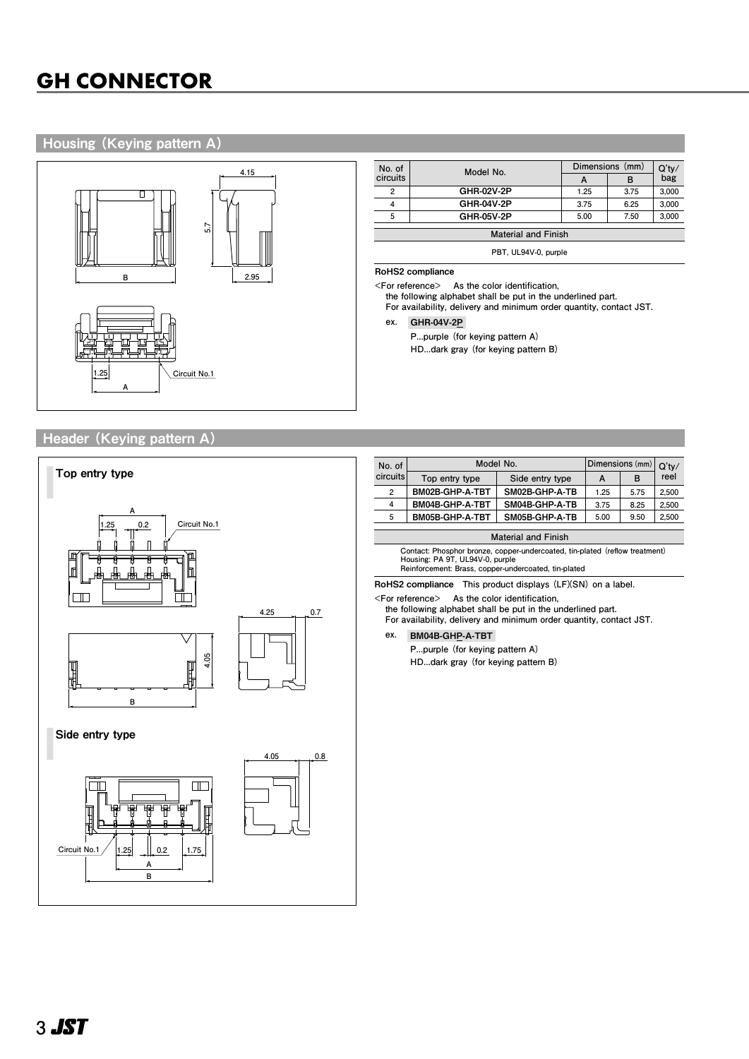# GH CONNECTOR

## Housing (Keying pattern A)

4.15

5.7

B

2.95

1.25

A

Circuit No.1

| No. of circuits | Model No. | Dimensions (mm) | | Q'ty/ bag |
|---|---|---|---|---|
| | | A | B | |
| 2 | GHR-02V-2P | 1.25 | 3.75 | 3,000 |
| 4 | GHR-04V-2P | 3.75 | 6.25 | 3,000 |
| 5 | GHR-05V-2P | 5.00 | 7.50 | 3,000 |

| Material and Finish |
|---|
| PBT, UL94V-0, purple |

**RoHS2 compliance**

<For reference> As the color identification,
the following alphabet shall be put in the underlined part.
For availability, delivery and minimum order quantity, contact JST.

ex. **GHR-04V-2P**

P...purple (for keying pattern A)
HD...dark gray (for keying pattern B)

## Header (Keying pattern A)

### Top entry type

A

1.25 0.2

Circuit No.1

4.25 0.7

4.05

B

### Side entry type

4.05 0.8

Circuit No.1 1.25 0.2 1.75

A

B

| No. of circuits | Model No. | | Dimensions (mm) | | Q'ty/ reel |
|---|---|---|---|---|---|
| | Top entry type | Side entry type | A | B | |
| 2 | BM02B-GHP-A-TBT | SM02B-GHP-A-TB | 1.25 | 5.75 | 2,500 |
| 4 | BM04B-GHP-A-TBT | SM04B-GHP-A-TB | 3.75 | 8.25 | 2,500 |
| 5 | BM05B-GHP-A-TBT | SM05B-GHP-A-TB | 5.00 | 9.50 | 2,500 |

| Material and Finish |
|---|
| Contact: Phosphor bronze, copper-undercoated, tin-plated (reflow treatment)<br>Housing: PA 9T, UL94V-0, purple<br>Reinforcement: Brass, copper-undercoated, tin-plated |

**RoHS2 compliance** This product displays (LF)(SN) on a label.

<For reference> As the color identification,
the following alphabet shall be put in the underlined part.
For availability, delivery and minimum order quantity, contact JST.

ex. **BM04B-GHP-A-TBT**

P...purple (for keying pattern A)
HD...dark gray (for keying pattern B)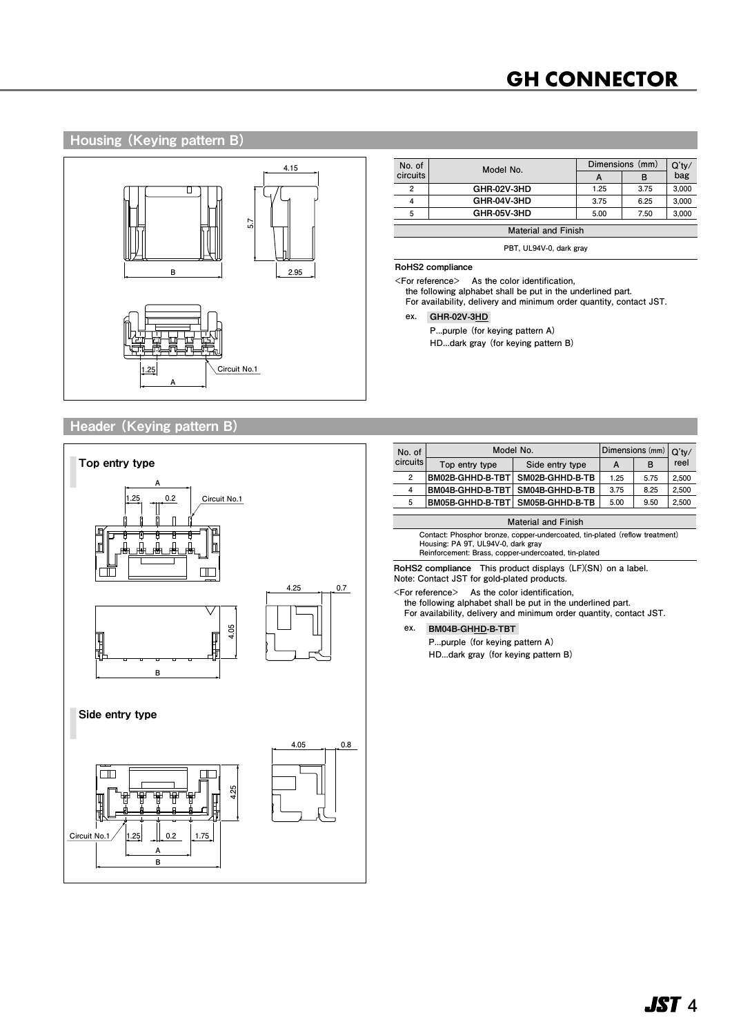# GH CONNECTOR

## Housing (Keying pattern B)

4.15

5.7

B

2.95

1.25

A

Circuit No.1

| No. of circuits | Model No. | Dimensions (mm) | | Q'ty/ bag |
|---|---|---|---|---|
| | | A | B | |
| 2 | GHR-02V-3HD | 1.25 | 3.75 | 3,000 |
| 4 | GHR-04V-3HD | 3.75 | 6.25 | 3,000 |
| 5 | GHR-05V-3HD | 5.00 | 7.50 | 3,000 |

| Material and Finish |
|---|
| PBT, UL94V-0, dark gray |

**RoHS2 compliance**

<For reference> As the color identification, the following alphabet shall be put in the underlined part. For availability, delivery and minimum order quantity, contact JST.

ex. **GHR-02V-3HD**

P...purple (for keying pattern A)
HD...dark gray (for keying pattern B)

## Header (Keying pattern B)

### Top entry type

A

1.25

0.2

Circuit No.1

4.25

0.7

4.05

B

### Side entry type

4.05

0.8

4.25

Circuit No.1

1.25

0.2

1.75

A

B

| No. of circuits | Model No. | | Dimensions (mm) | | Q'ty/ reel |
|---|---|---|---|---|---|
| | Top entry type | Side entry type | A | B | |
| 2 | BM02B-GHHD-B-TBT | SM02B-GHHD-B-TB | 1.25 | 5.75 | 2,500 |
| 4 | BM04B-GHHD-B-TBT | SM04B-GHHD-B-TB | 3.75 | 8.25 | 2,500 |
| 5 | BM05B-GHHD-B-TBT | SM05B-GHHD-B-TB | 5.00 | 9.50 | 2,500 |

| Material and Finish |
|---|
| Contact: Phosphor bronze, copper-undercoated, tin-plated (reflow treatment)<br>Housing: PA 9T, UL94V-0, dark gray<br>Reinforcement: Brass, copper-undercoated, tin-plated |

**RoHS2 compliance** This product displays (LF)(SN) on a label.
Note: Contact JST for gold-plated products.

<For reference> As the color identification, the following alphabet shall be put in the underlined part. For availability, delivery and minimum order quantity, contact JST.

ex. **BM04B-GHHD-B-TBT**

P...purple (for keying pattern A)
HD...dark gray (for keying pattern B)